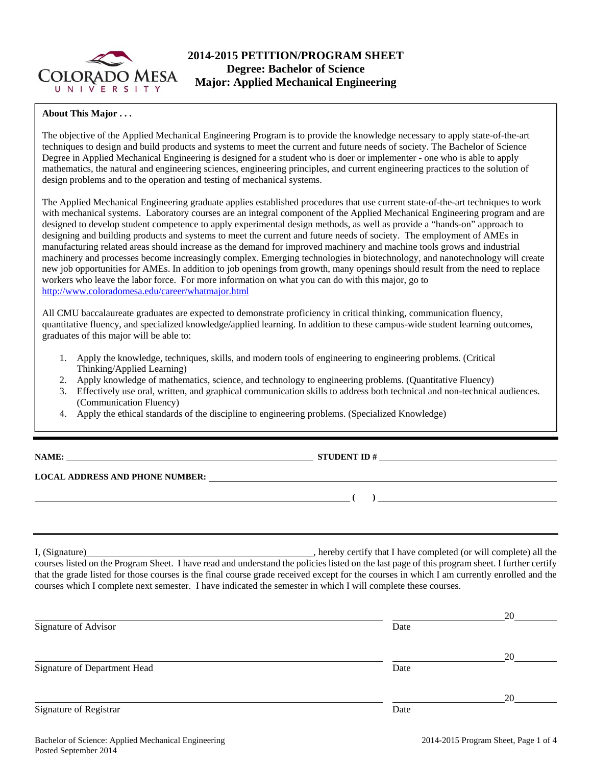# 2014-2015 PETITION/PROGRAM SHEET
## Degree: Bachelor of Science
## Major: Applied Mechanical Engineering

**About This Major . . .**

The objective of the Applied Mechanical Engineering Program is to provide the knowledge necessary to apply state-of-the-art techniques to design and build products and systems to meet the current and future needs of society. The Bachelor of Science Degree in Applied Mechanical Engineering is designed for a student who is doer or implementer - one who is able to apply mathematics, the natural and engineering sciences, engineering principles, and current engineering practices to the solution of design problems and to the operation and testing of mechanical systems.

The Applied Mechanical Engineering graduate applies established procedures that use current state-of-the-art techniques to work with mechanical systems. Laboratory courses are an integral component of the Applied Mechanical Engineering program and are designed to develop student competence to apply experimental design methods, as well as provide a "hands-on" approach to designing and building products and systems to meet the current and future needs of society. The employment of AMEs in manufacturing related areas should increase as the demand for improved machinery and machine tools grows and industrial machinery and processes become increasingly complex. Emerging technologies in biotechnology, and nanotechnology will create new job opportunities for AMEs. In addition to job openings from growth, many openings should result from the need to replace workers who leave the labor force. For more information on what you can do with this major, go to http://www.coloradomesa.edu/career/whatmajor.html

All CMU baccalaureate graduates are expected to demonstrate proficiency in critical thinking, communication fluency, quantitative fluency, and specialized knowledge/applied learning. In addition to these campus-wide student learning outcomes, graduates of this major will be able to:

1. Apply the knowledge, techniques, skills, and modern tools of engineering to engineering problems. (Critical Thinking/Applied Learning)
2. Apply knowledge of mathematics, science, and technology to engineering problems. (Quantitative Fluency)
3. Effectively use oral, written, and graphical communication skills to address both technical and non-technical audiences. (Communication Fluency)
4. Apply the ethical standards of the discipline to engineering problems. (Specialized Knowledge)

---

**NAME:** ______________________________ **STUDENT ID #** ______________________________

**LOCAL ADDRESS AND PHONE NUMBER:** ______________________________

______________________________ **(   )** ______________________________

---

I, (Signature)______________________________, hereby certify that I have completed (or will complete) all the courses listed on the Program Sheet. I have read and understand the policies listed on the last page of this program sheet. I further certify that the grade listed for those courses is the final course grade received except for the courses in which I am currently enrolled and the courses which I complete next semester. I have indicated the semester in which I will complete these courses.

______________________________ ______________20______
Signature of Advisor Date

______________________________ ______________20______
Signature of Department Head Date

______________________________ ______________20______
Signature of Registrar Date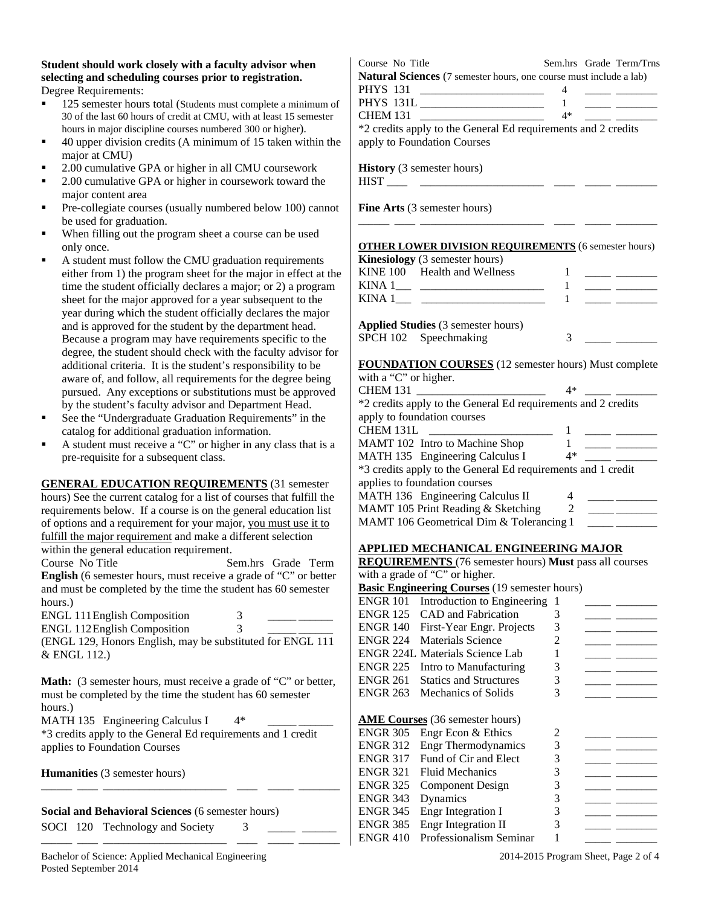**Student should work closely with a faculty advisor when selecting and scheduling courses prior to registration.**

Degree Requirements:

- 125 semester hours total (Students must complete a minimum of 30 of the last 60 hours of credit at CMU, with at least 15 semester hours in major discipline courses numbered 300 or higher).
- 40 upper division credits (A minimum of 15 taken within the major at CMU)
- 2.00 cumulative GPA or higher in all CMU coursework
- 2.00 cumulative GPA or higher in coursework toward the major content area
- Pre-collegiate courses (usually numbered below 100) cannot be used for graduation.
- When filling out the program sheet a course can be used only once.
- A student must follow the CMU graduation requirements either from 1) the program sheet for the major in effect at the time the student officially declares a major; or 2) a program sheet for the major approved for a year subsequent to the year during which the student officially declares the major and is approved for the student by the department head. Because a program may have requirements specific to the degree, the student should check with the faculty advisor for additional criteria. It is the student's responsibility to be aware of, and follow, all requirements for the degree being pursued. Any exceptions or substitutions must be approved by the student's faculty advisor and Department Head.
- See the "Undergraduate Graduation Requirements" in the catalog for additional graduation information.
- A student must receive a "C" or higher in any class that is a pre-requisite for a subsequent class.

**GENERAL EDUCATION REQUIREMENTS** (31 semester hours) See the current catalog for a list of courses that fulfill the requirements below. If a course is on the general education list of options and a requirement for your major, you must use it to fulfill the major requirement and make a different selection within the general education requirement.

| Course No Title | Sem.hrs | Grade | Term |
|---|---|---|---|
| **English** (6 semester hours, must receive a grade of "C" or better and must be completed by the time the student has 60 semester hours.) | | | |
| ENGL 111 English Composition | 3 | _____ | ______ |
| ENGL 112 English Composition | 3 | _____ | ______ |

(ENGL 129, Honors English, may be substituted for ENGL 111 & ENGL 112.)

**Math:** (3 semester hours, must receive a grade of "C" or better, must be completed by the time the student has 60 semester hours.)

| Course | Sem.hrs | Grade | Term |
|---|---|---|---|
| MATH 135 Engineering Calculus I | 4* | _____ | ______ |

*3 credits apply to the General Ed requirements and 1 credit applies to Foundation Courses

**Humanities** (3 semester hours)

_____ ____ _____________________ ____ _____ _______

**Social and Behavioral Sciences** (6 semester hours)

| Course | Sem.hrs | Grade | Term |
|---|---|---|---|
| SOCI 120 Technology and Society | 3 | _____ | ______ |
| _____ ____ _____________________ | ____ | _____ | _______ |

| Course No Title | Sem.hrs | Grade | Term/Trns |
|---|---|---|---|
| **Natural Sciences** (7 semester hours, one course must include a lab) | | | |
| PHYS 131 ______________________ | 4 | _____ | ________ |
| PHYS 131L ______________________ | 1 | _____ | ________ |
| CHEM 131 ______________________ | 4* | _____ | ________ |

*2 credits apply to the General Ed requirements and 2 credits apply to Foundation Courses

**History** (3 semester hours)

HIST ____ ______________________ ____ _____ ________

**Fine Arts** (3 semester hours)

_____ ____ ______________________ ____ _____ ________

**OTHER LOWER DIVISION REQUIREMENTS** (6 semester hours)

| Course | Sem.hrs | Grade | Term/Trns |
|---|---|---|---|
| **Kinesiology** (3 semester hours) | | | |
| KINE 100 Health and Wellness | 1 | _____ | ________ |
| KINA 1___ ______________________ | 1 | _____ | ________ |
| KINA 1___ ______________________ | 1 | _____ | ________ |
| **Applied Studies** (3 semester hours) | | | |
| SPCH 102 Speechmaking | 3 | _____ | ________ |

**FOUNDATION COURSES** (12 semester hours) Must complete with a "C" or higher.

| Course | Sem.hrs | Grade | Term/Trns |
|---|---|---|---|
| CHEM 131 ______________________ | 4* | _____ | ________ |

*2 credits apply to the General Ed requirements and 2 credits apply to foundation courses

| Course | Sem.hrs | Grade | Term/Trns |
|---|---|---|---|
| CHEM 131L ______________________ | 1 | _____ | ________ |
| MAMT 102 Intro to Machine Shop | 1 | _____ | ________ |
| MATH 135 Engineering Calculus I | 4* | _____ | ________ |

*3 credits apply to the General Ed requirements and 1 credit applies to foundation courses

| Course | Sem.hrs | Grade | Term/Trns |
|---|---|---|---|
| MATH 136 Engineering Calculus II | 4 | _____ | ________ |
| MAMT 105 Print Reading & Sketching | 2 | _____ | ________ |
| MAMT 106 Geometrical Dim & Tolerancing | 1 | _____ | ________ |

**APPLIED MECHANICAL ENGINEERING MAJOR REQUIREMENTS** (76 semester hours) **Must** pass all courses with a grade of "C" or higher.

**Basic Engineering Courses** (19 semester hours)

| Course | Title | Sem.hrs | Grade | Term/Trns |
|---|---|---|---|---|
| ENGR 101 | Introduction to Engineering | 1 | _____ | ________ |
| ENGR 125 | CAD and Fabrication | 3 | _____ | ________ |
| ENGR 140 | First-Year Engr. Projects | 3 | _____ | ________ |
| ENGR 224 | Materials Science | 2 | _____ | ________ |
| ENGR 224L | Materials Science Lab | 1 | _____ | ________ |
| ENGR 225 | Intro to Manufacturing | 3 | _____ | ________ |
| ENGR 261 | Statics and Structures | 3 | _____ | ________ |
| ENGR 263 | Mechanics of Solids | 3 | _____ | ________ |

**AME Courses** (36 semester hours)

| Course | Title | Sem.hrs | Grade | Term/Trns |
|---|---|---|---|---|
| ENGR 305 | Engr Econ & Ethics | 2 | _____ | ________ |
| ENGR 312 | Engr Thermodynamics | 3 | _____ | ________ |
| ENGR 317 | Fund of Cir and Elect | 3 | _____ | ________ |
| ENGR 321 | Fluid Mechanics | 3 | _____ | ________ |
| ENGR 325 | Component Design | 3 | _____ | ________ |
| ENGR 343 | Dynamics | 3 | _____ | ________ |
| ENGR 345 | Engr Integration I | 3 | _____ | ________ |
| ENGR 385 | Engr Integration II | 3 | _____ | ________ |
| ENGR 410 | Professionalism Seminar | 1 | _____ | ________ |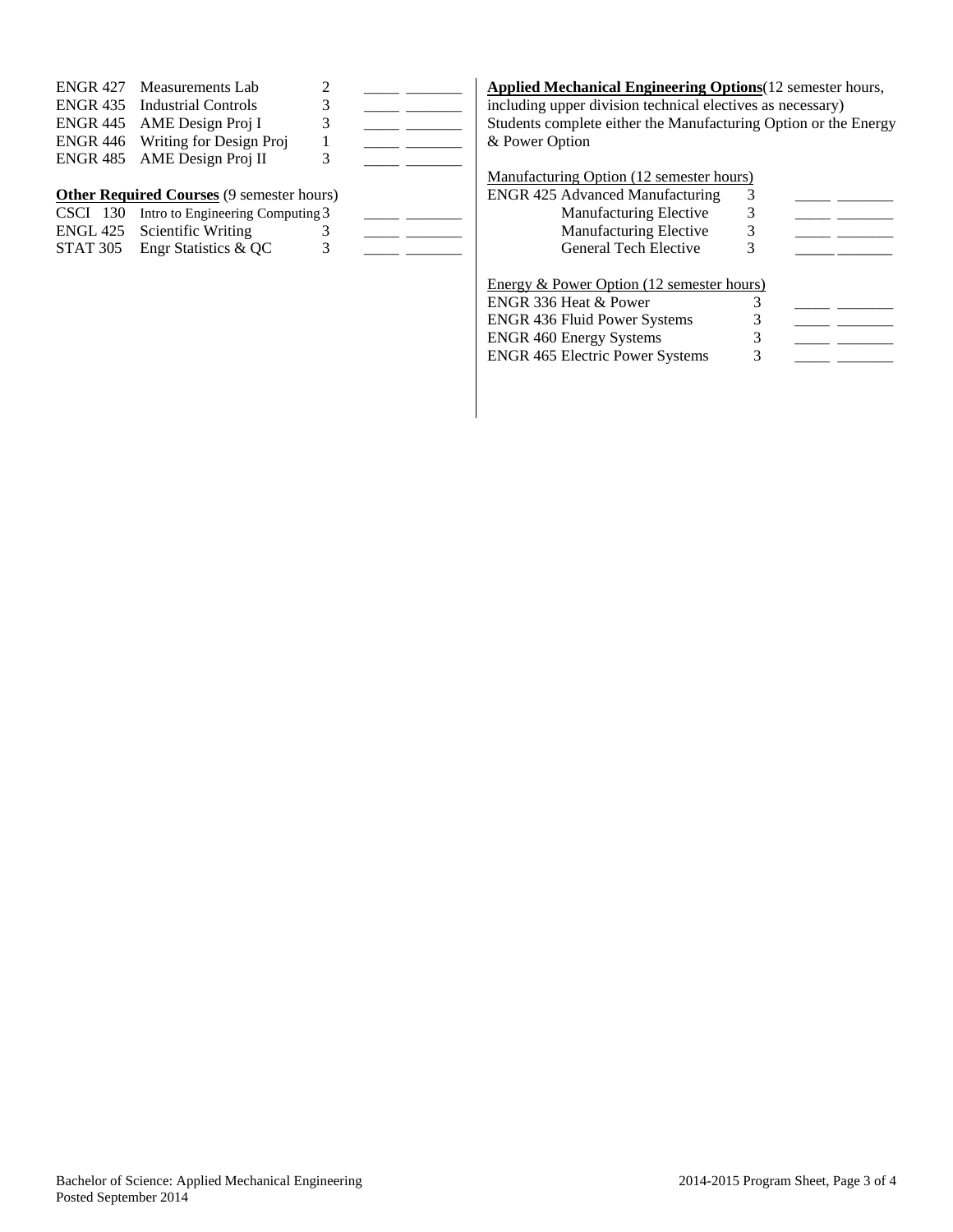| Course | Title | Credits | Grade/Term |
|---|---|---|---|
| ENGR 427 | Measurements Lab | 2 | _____ _______ |
| ENGR 435 | Industrial Controls | 3 | _____ _______ |
| ENGR 445 | AME Design Proj I | 3 | _____ _______ |
| ENGR 446 | Writing for Design Proj | 1 | _____ _______ |
| ENGR 485 | AME Design Proj II | 3 | _____ _______ |

**Other Required Courses** (9 semester hours)

| Course | Title | Credits | Grade/Term |
|---|---|---|---|
| CSCI 130 | Intro to Engineering Computing | 3 | _____ _______ |
| ENGL 425 | Scientific Writing | 3 | _____ _______ |
| STAT 305 | Engr Statistics & QC | 3 | _____ _______ |

**Applied Mechanical Engineering Options**(12 semester hours, including upper division technical electives as necessary) Students complete either the Manufacturing Option or the Energy & Power Option

Manufacturing Option (12 semester hours)

| Course | Credits | Grade/Term |
|---|---|---|
| ENGR 425 Advanced Manufacturing | 3 | _____ _______ |
| Manufacturing Elective | 3 | _____ _______ |
| Manufacturing Elective | 3 | _____ _______ |
| General Tech Elective | 3 | _____ _______ |

Energy & Power Option (12 semester hours)

| Course | Credits | Grade/Term |
|---|---|---|
| ENGR 336 Heat & Power | 3 | _____ _______ |
| ENGR 436 Fluid Power Systems | 3 | _____ _______ |
| ENGR 460 Energy Systems | 3 | _____ _______ |
| ENGR 465 Electric Power Systems | 3 | _____ _______ |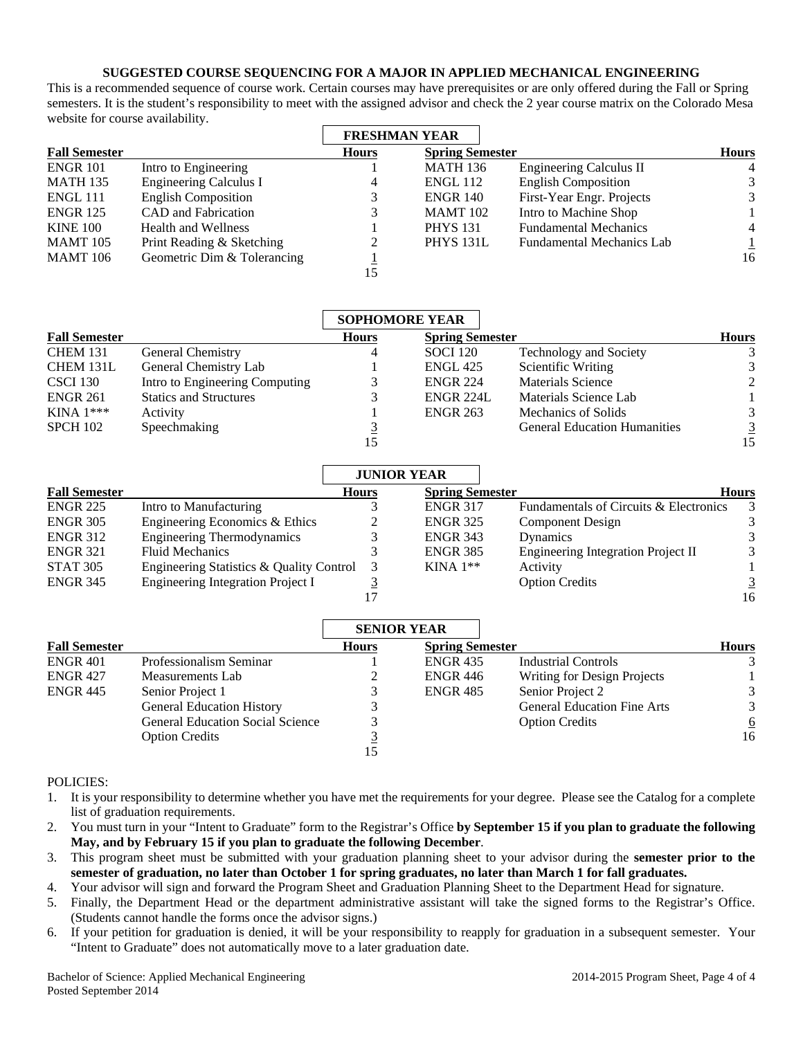### SUGGESTED COURSE SEQUENCING FOR A MAJOR IN APPLIED MECHANICAL ENGINEERING

This is a recommended sequence of course work. Certain courses may have prerequisites or are only offered during the Fall or Spring semesters. It is the student's responsibility to meet with the assigned advisor and check the 2 year course matrix on the Colorado Mesa website for course availability.

#### FRESHMAN YEAR

| Fall Semester | | Hours | Spring Semester | | Hours |
|---|---|---|---|---|---|
| ENGR 101 | Intro to Engineering | 1 | MATH 136 | Engineering Calculus II | 4 |
| MATH 135 | Engineering Calculus I | 4 | ENGL 112 | English Composition | 3 |
| ENGL 111 | English Composition | 3 | ENGR 140 | First-Year Engr. Projects | 3 |
| ENGR 125 | CAD and Fabrication | 3 | MAMT 102 | Intro to Machine Shop | 1 |
| KINE 100 | Health and Wellness | 1 | PHYS 131 | Fundamental Mechanics | 4 |
| MAMT 105 | Print Reading & Sketching | 2 | PHYS 131L | Fundamental Mechanics Lab | 1 |
| MAMT 106 | Geometric Dim & Tolerancing | 1 | | | 16 |
| | | 15 | | | |

#### SOPHOMORE YEAR

| Fall Semester | | Hours | Spring Semester | | Hours |
|---|---|---|---|---|---|
| CHEM 131 | General Chemistry | 4 | SOCI 120 | Technology and Society | 3 |
| CHEM 131L | General Chemistry Lab | 1 | ENGL 425 | Scientific Writing | 3 |
| CSCI 130 | Intro to Engineering Computing | 3 | ENGR 224 | Materials Science | 2 |
| ENGR 261 | Statics and Structures | 3 | ENGR 224L | Materials Science Lab | 1 |
| KINA 1*** | Activity | 1 | ENGR 263 | Mechanics of Solids | 3 |
| SPCH 102 | Speechmaking | 3 | | General Education Humanities | 3 |
| | | 15 | | | 15 |

#### JUNIOR YEAR

| Fall Semester | | Hours | Spring Semester | | Hours |
|---|---|---|---|---|---|
| ENGR 225 | Intro to Manufacturing | 3 | ENGR 317 | Fundamentals of Circuits & Electronics | 3 |
| ENGR 305 | Engineering Economics & Ethics | 2 | ENGR 325 | Component Design | 3 |
| ENGR 312 | Engineering Thermodynamics | 3 | ENGR 343 | Dynamics | 3 |
| ENGR 321 | Fluid Mechanics | 3 | ENGR 385 | Engineering Integration Project II | 3 |
| STAT 305 | Engineering Statistics & Quality Control | 3 | KINA 1** | Activity | 1 |
| ENGR 345 | Engineering Integration Project I | 3 | | Option Credits | 3 |
| | | 17 | | | 16 |

#### SENIOR YEAR

| Fall Semester | | Hours | Spring Semester | | Hours |
|---|---|---|---|---|---|
| ENGR 401 | Professionalism Seminar | 1 | ENGR 435 | Industrial Controls | 3 |
| ENGR 427 | Measurements Lab | 2 | ENGR 446 | Writing for Design Projects | 1 |
| ENGR 445 | Senior Project 1 | 3 | ENGR 485 | Senior Project 2 | 3 |
| | General Education History | 3 | | General Education Fine Arts | 3 |
| | General Education Social Science | 3 | | Option Credits | 6 |
| | Option Credits | 3 | | | 16 |
| | | 15 | | | |

POLICIES:

1. It is your responsibility to determine whether you have met the requirements for your degree. Please see the Catalog for a complete list of graduation requirements.
2. You must turn in your "Intent to Graduate" form to the Registrar's Office **by September 15 if you plan to graduate the following May, and by February 15 if you plan to graduate the following December**.
3. This program sheet must be submitted with your graduation planning sheet to your advisor during the **semester prior to the semester of graduation, no later than October 1 for spring graduates, no later than March 1 for fall graduates.**
4. Your advisor will sign and forward the Program Sheet and Graduation Planning Sheet to the Department Head for signature.
5. Finally, the Department Head or the department administrative assistant will take the signed forms to the Registrar's Office. (Students cannot handle the forms once the advisor signs.)
6. If your petition for graduation is denied, it will be your responsibility to reapply for graduation in a subsequent semester. Your "Intent to Graduate" does not automatically move to a later graduation date.

Bachelor of Science: Applied Mechanical Engineering
Posted September 2014